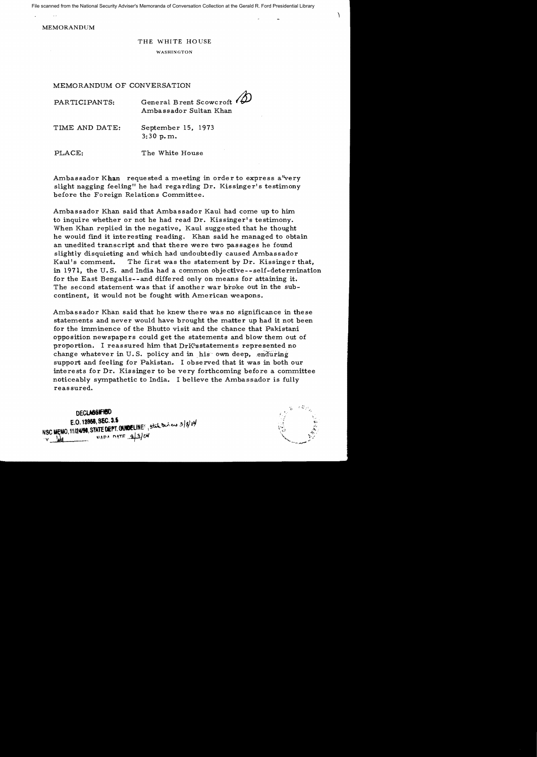File scanned from the National Security Adviser's Memoranda of Conversation Collection at the Gerald R. Ford Presidential Library

MEMORANDUM

THE WHITE HOUSE

WASHINGTON

MEMORANDUM OF CONVERSATION

PARTICIPANTS: General Brent Scowcroft
Ambassador Sultan Khan

TIME AND DATE: September 15, 1973
3:30 p.m.

PLACE: The White House

Ambassador Khan requested a meeting in order to express a "very slight nagging feeling" he had regarding Dr. Kissinger's testimony before the Foreign Relations Committee.

Ambassador Khan said that Ambassador Kaul had come up to him to inquire whether or not he had read Dr. Kissinger's testimony. When Khan replied in the negative, Kaul suggested that he thought he would find it interesting reading. Khan said he managed to obtain an unedited transcript and that there were two passages he found slightly disquieting and which had undoubtedly caused Ambassador Kaul's comment. The first was the statement by Dr. Kissinger that, in 1971, the U.S. and India had a common objective--self-determination for the East Bengalis--and differed only on means for attaining it. The second statement was that if another war broke out in the sub-continent, it would not be fought with American weapons.

Ambassador Khan said that he knew there was no significance in these statements and never would have brought the matter up had it not been for the imminence of the Bhutto visit and the chance that Pakistani opposition newspapers could get the statements and blow them out of proportion. I reassured him that DrK'sstatements represented no change whatever in U.S. policy and in his own deep, enduring support and feeling for Pakistan. I observed that it was in both our interests for Dr. Kissinger to be very forthcoming before a committee noticeably sympathetic to India. I believe the Ambassador is fully reassured.

DECLASSIFIED
E.O. 12958, SEC. 3.5
NSC MEMO, 11/24/98, STATE DEPT. GUIDELINES, state review 3/8/04
BY [initials] NARA DATE 9/3/04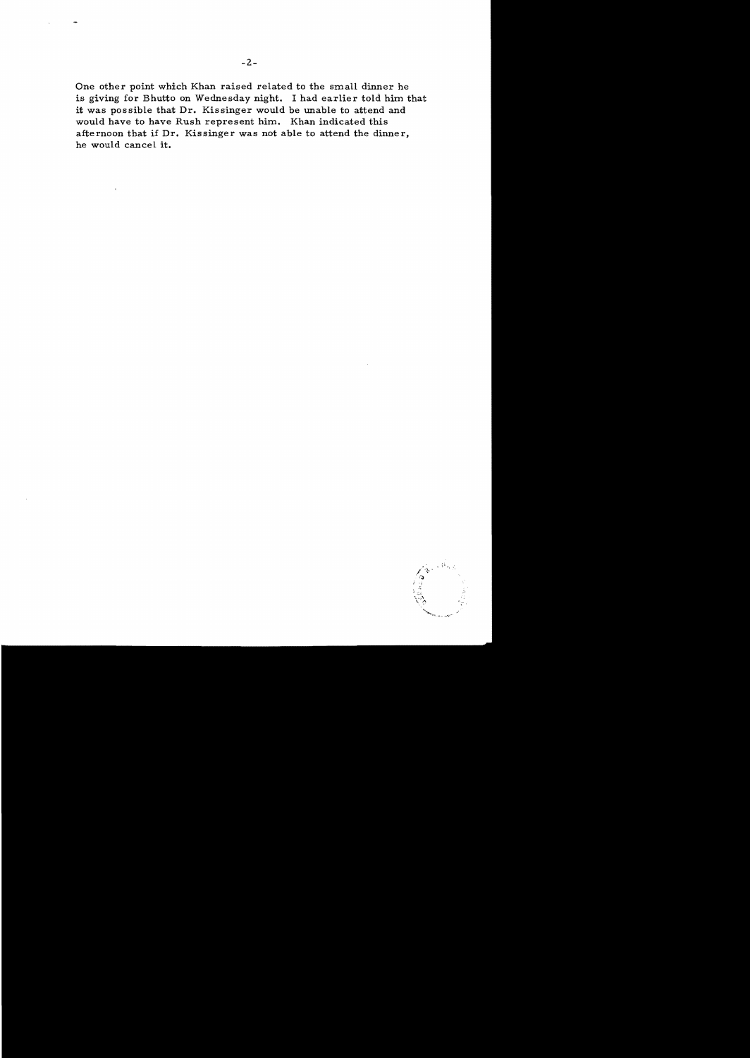One other point which Khan raised related to the small dinner he is giving for Bhutto on Wednesday night. I had earlier told him that it was possible that Dr. Kissinger would be unable to attend and would have to have Rush represent him. Khan indicated this afternoon that if Dr. Kissinger was not able to attend the dinner, he would cancel it.